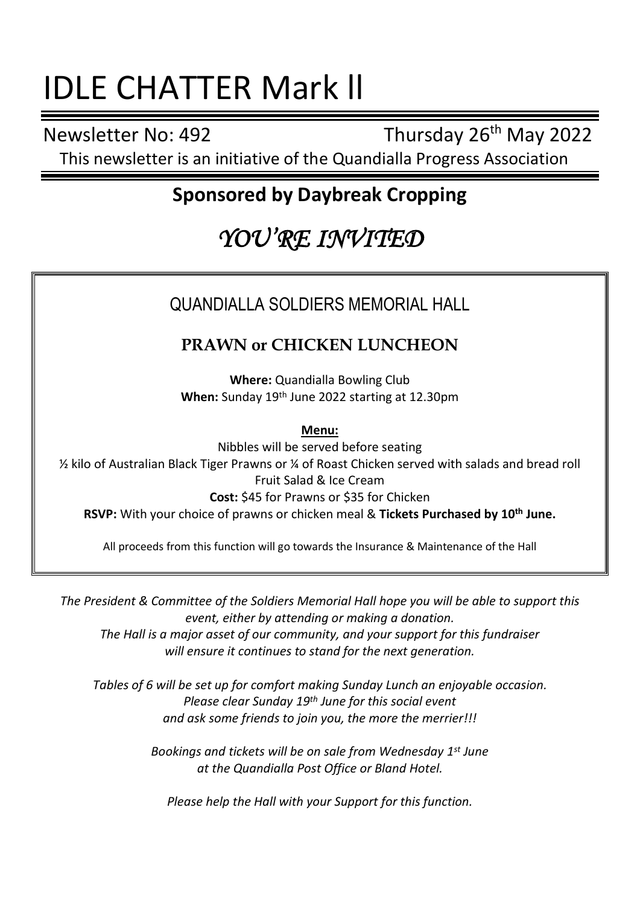# IDLE CHATTER Mark ll

Newsletter No: 492 Thursday 26th May 2022

This newsletter is an initiative of the Quandialla Progress Association

## Sponsored by Daybreak Cropping

# *YOU'RE INVITED*

## QUANDIALLA SOLDIERS MEMORIAL HALL

### PRAWN or CHICKEN LUNCHEON

**Where:** Quandialla Bowling Club
**When:** Sunday 19th June 2022 starting at 12.30pm

**Menu:**

Nibbles will be served before seating
½ kilo of Australian Black Tiger Prawns or ¼ of Roast Chicken served with salads and bread roll
Fruit Salad & Ice Cream
**Cost:** $45 for Prawns or $35 for Chicken
**RSVP:** With your choice of prawns or chicken meal & **Tickets Purchased by 10th June.**

All proceeds from this function will go towards the Insurance & Maintenance of the Hall

*The President & Committee of the Soldiers Memorial Hall hope you will be able to support this event, either by attending or making a donation.*
*The Hall is a major asset of our community, and your support for this fundraiser will ensure it continues to stand for the next generation.*

*Tables of 6 will be set up for comfort making Sunday Lunch an enjoyable occasion.*
*Please clear Sunday 19th June for this social event and ask some friends to join you, the more the merrier!!!*

*Bookings and tickets will be on sale from Wednesday 1st June at the Quandialla Post Office or Bland Hotel.*

*Please help the Hall with your Support for this function.*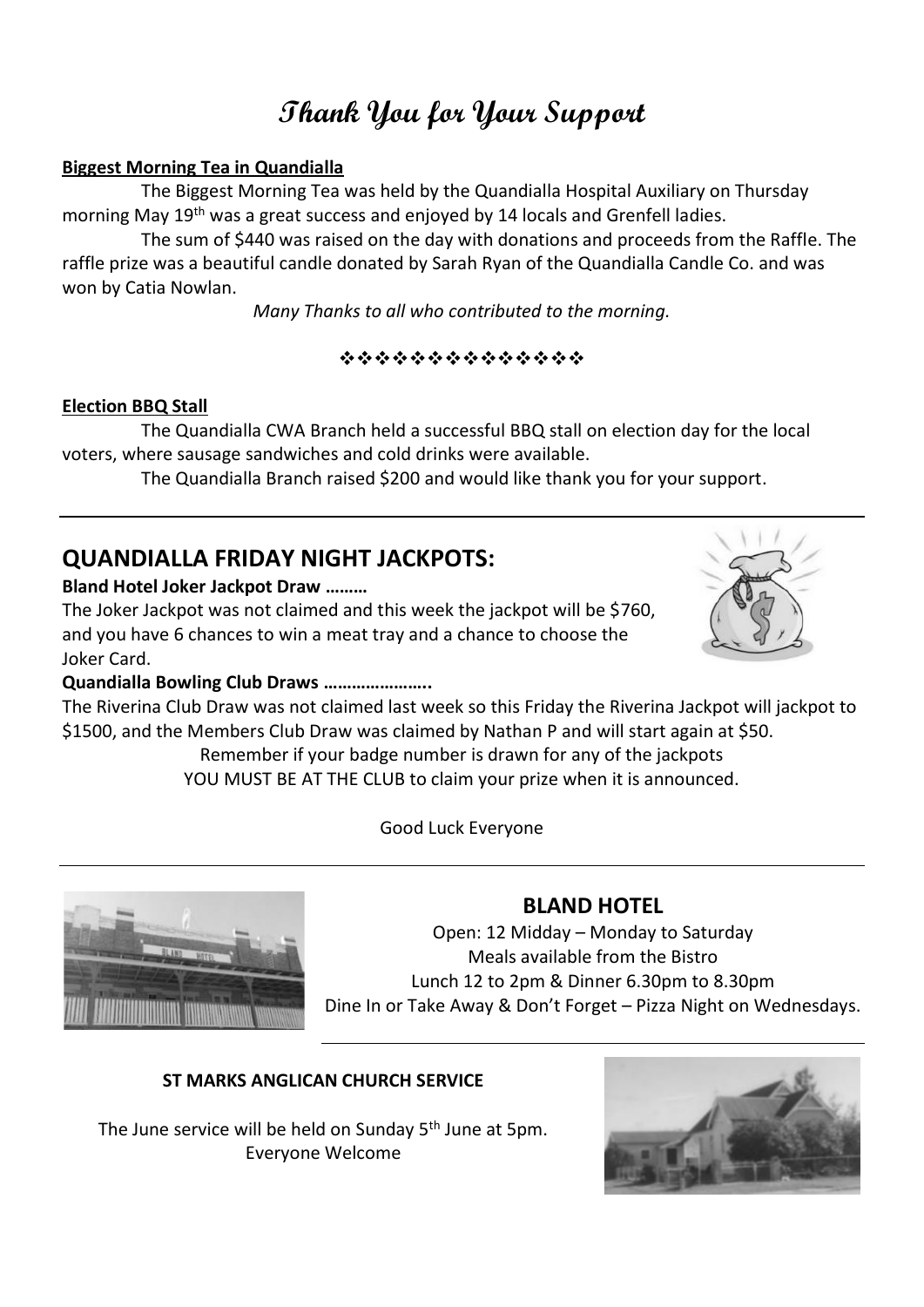# Thank You for Your Support

**Biggest Morning Tea in Quandialla**

The Biggest Morning Tea was held by the Quandialla Hospital Auxiliary on Thursday morning May 19th was a great success and enjoyed by 14 locals and Grenfell ladies.

The sum of $440 was raised on the day with donations and proceeds from the Raffle. The raffle prize was a beautiful candle donated by Sarah Ryan of the Quandialla Candle Co. and was won by Catia Nowlan.

*Many Thanks to all who contributed to the morning.*

❖❖❖❖❖❖❖❖❖❖❖❖❖❖❖

**Election BBQ Stall**

The Quandialla CWA Branch held a successful BBQ stall on election day for the local voters, where sausage sandwiches and cold drinks were available.

The Quandialla Branch raised $200 and would like thank you for your support.

---

## QUANDIALLA FRIDAY NIGHT JACKPOTS:

**Bland Hotel Joker Jackpot Draw ………**

The Joker Jackpot was not claimed and this week the jackpot will be $760, and you have 6 chances to win a meat tray and a chance to choose the Joker Card.

**Quandialla Bowling Club Draws …………………..**

The Riverina Club Draw was not claimed last week so this Friday the Riverina Jackpot will jackpot to $1500, and the Members Club Draw was claimed by Nathan P and will start again at $50.

Remember if your badge number is drawn for any of the jackpots
YOU MUST BE AT THE CLUB to claim your prize when it is announced.

Good Luck Everyone

---

## BLAND HOTEL

Open: 12 Midday – Monday to Saturday
Meals available from the Bistro
Lunch 12 to 2pm & Dinner 6.30pm to 8.30pm
Dine In or Take Away & Don't Forget – Pizza Night on Wednesdays.

---

**ST MARKS ANGLICAN CHURCH SERVICE**

The June service will be held on Sunday 5th June at 5pm.
Everyone Welcome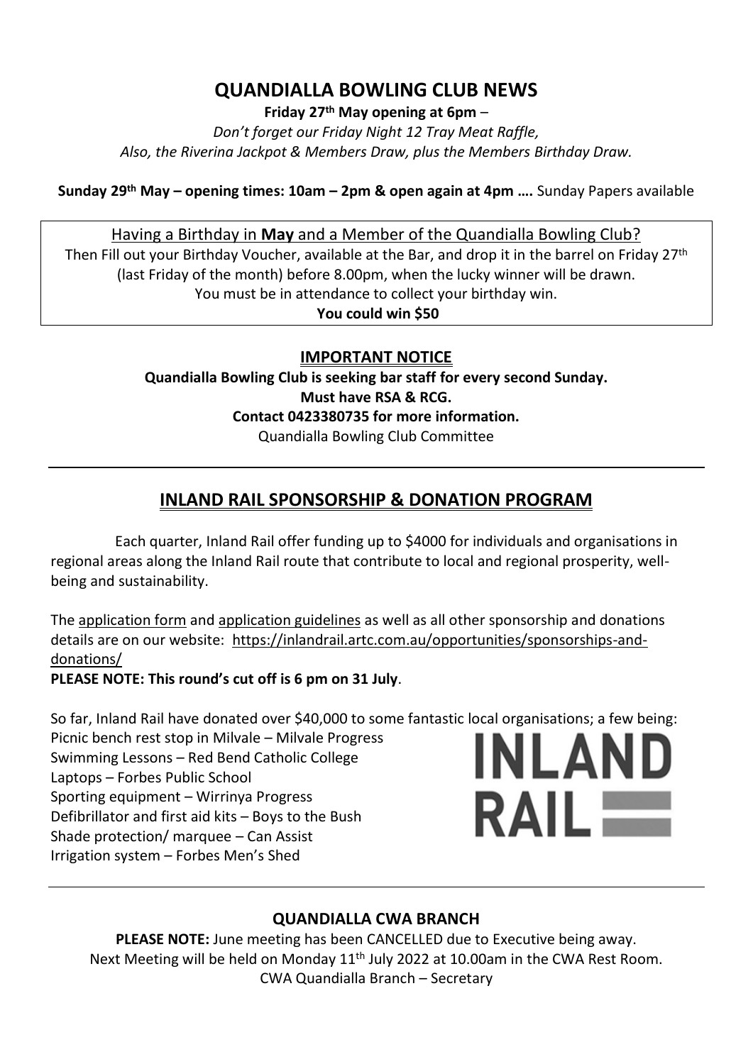## QUANDIALLA BOWLING CLUB NEWS

**Friday 27th May opening at 6pm** –

*Don't forget our Friday Night 12 Tray Meat Raffle,*
*Also, the Riverina Jackpot & Members Draw, plus the Members Birthday Draw.*

**Sunday 29th May – opening times: 10am – 2pm & open again at 4pm ….** Sunday Papers available

Having a Birthday in **May** and a Member of the Quandialla Bowling Club?
Then Fill out your Birthday Voucher, available at the Bar, and drop it in the barrel on Friday 27th (last Friday of the month) before 8.00pm, when the lucky winner will be drawn.
You must be in attendance to collect your birthday win.
**You could win $50**

### IMPORTANT NOTICE

**Quandialla Bowling Club is seeking bar staff for every second Sunday.**
**Must have RSA & RCG.**
**Contact 0423380735 for more information.**
Quandialla Bowling Club Committee

---

## INLAND RAIL SPONSORSHIP & DONATION PROGRAM

Each quarter, Inland Rail offer funding up to $4000 for individuals and organisations in regional areas along the Inland Rail route that contribute to local and regional prosperity, well-being and sustainability.

The application form and application guidelines as well as all other sponsorship and donations details are on our website: https://inlandrail.artc.com.au/opportunities/sponsorships-and-donations/

**PLEASE NOTE: This round's cut off is 6 pm on 31 July**.

So far, Inland Rail have donated over $40,000 to some fantastic local organisations; a few being:

Picnic bench rest stop in Milvale – Milvale Progress
Swimming Lessons – Red Bend Catholic College
Laptops – Forbes Public School
Sporting equipment – Wirrinya Progress
Defibrillator and first aid kits – Boys to the Bush
Shade protection/ marquee – Can Assist
Irrigation system – Forbes Men's Shed

INLAND RAIL

---

### QUANDIALLA CWA BRANCH

**PLEASE NOTE:** June meeting has been CANCELLED due to Executive being away.
Next Meeting will be held on Monday 11th July 2022 at 10.00am in the CWA Rest Room.
CWA Quandialla Branch – Secretary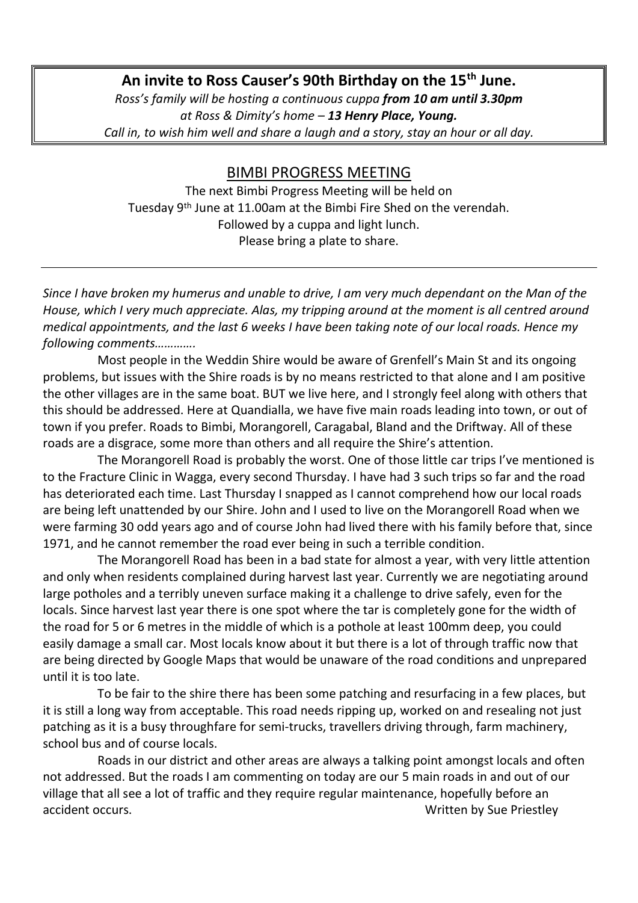**An invite to Ross Causer's 90th Birthday on the 15th June.**

*Ross's family will be hosting a continuous cuppa* ***from 10 am until 3.30pm***
*at Ross & Dimity's home –* ***13 Henry Place, Young.***
*Call in, to wish him well and share a laugh and a story, stay an hour or all day.*

## BIMBI PROGRESS MEETING

The next Bimbi Progress Meeting will be held on
Tuesday 9th June at 11.00am at the Bimbi Fire Shed on the verendah.
Followed by a cuppa and light lunch.
Please bring a plate to share.

---

*Since I have broken my humerus and unable to drive, I am very much dependant on the Man of the House, which I very much appreciate. Alas, my tripping around at the moment is all centred around medical appointments, and the last 6 weeks I have been taking note of our local roads. Hence my following comments…………*

Most people in the Weddin Shire would be aware of Grenfell's Main St and its ongoing problems, but issues with the Shire roads is by no means restricted to that alone and I am positive the other villages are in the same boat. BUT we live here, and I strongly feel along with others that this should be addressed. Here at Quandialla, we have five main roads leading into town, or out of town if you prefer. Roads to Bimbi, Morangorell, Caragabal, Bland and the Driftway. All of these roads are a disgrace, some more than others and all require the Shire's attention.

The Morangorell Road is probably the worst. One of those little car trips I've mentioned is to the Fracture Clinic in Wagga, every second Thursday. I have had 3 such trips so far and the road has deteriorated each time. Last Thursday I snapped as I cannot comprehend how our local roads are being left unattended by our Shire. John and I used to live on the Morangorell Road when we were farming 30 odd years ago and of course John had lived there with his family before that, since 1971, and he cannot remember the road ever being in such a terrible condition.

The Morangorell Road has been in a bad state for almost a year, with very little attention and only when residents complained during harvest last year. Currently we are negotiating around large potholes and a terribly uneven surface making it a challenge to drive safely, even for the locals. Since harvest last year there is one spot where the tar is completely gone for the width of the road for 5 or 6 metres in the middle of which is a pothole at least 100mm deep, you could easily damage a small car. Most locals know about it but there is a lot of through traffic now that are being directed by Google Maps that would be unaware of the road conditions and unprepared until it is too late.

To be fair to the shire there has been some patching and resurfacing in a few places, but it is still a long way from acceptable. This road needs ripping up, worked on and resealing not just patching as it is a busy throughfare for semi-trucks, travellers driving through, farm machinery, school bus and of course locals.

Roads in our district and other areas are always a talking point amongst locals and often not addressed. But the roads I am commenting on today are our 5 main roads in and out of our village that all see a lot of traffic and they require regular maintenance, hopefully before an accident occurs.

Written by Sue Priestley